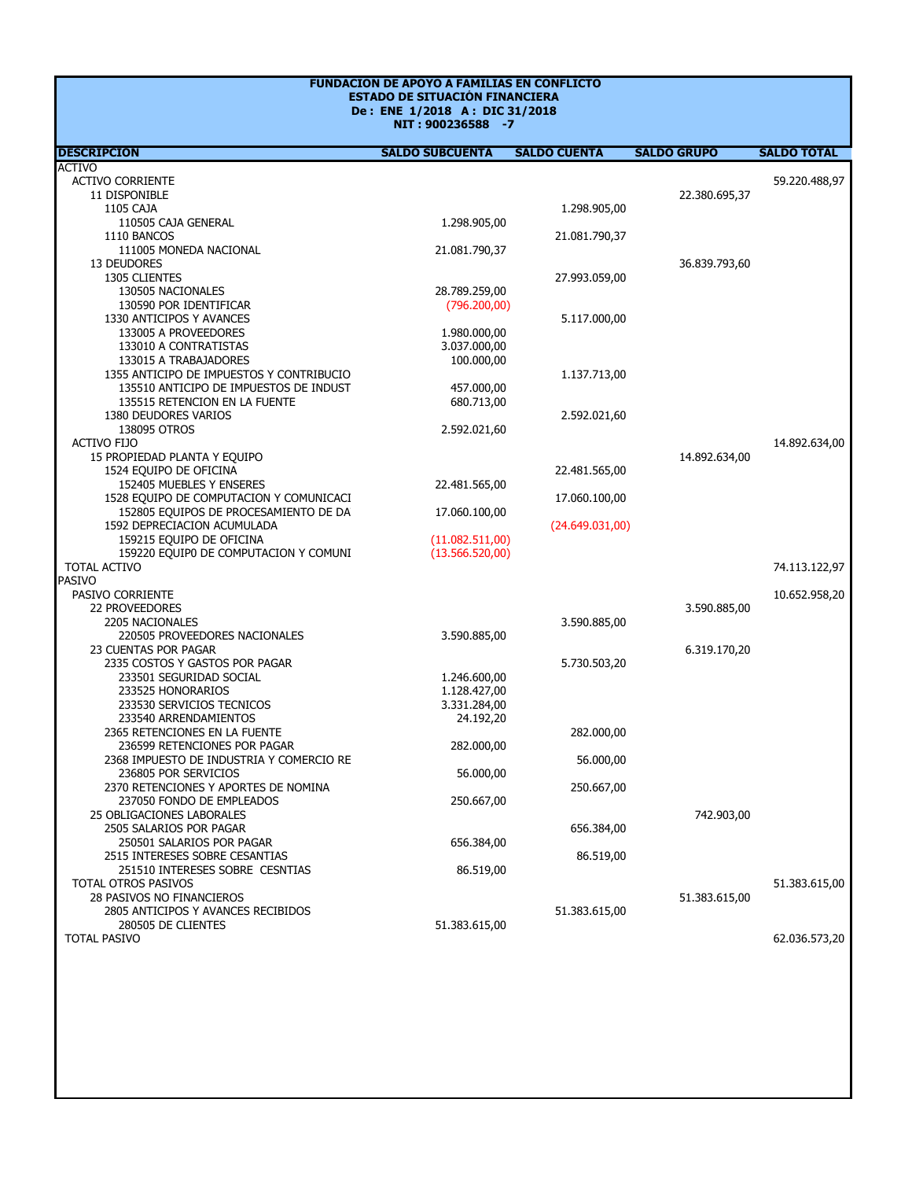**FUNDACION DE APOYO A FAMILIAS EN CONFLICTO**
**ESTADO DE SITUACIÓN FINANCIERA**
**De : ENE 1/2018 A : DIC 31/2018**
**NIT : 900236588 -7**

| DESCRIPCION | SALDO SUBCUENTA | SALDO CUENTA | SALDO GRUPO | SALDO TOTAL |
|---|---|---|---|---|
| ACTIVO | | | | |
| ACTIVO CORRIENTE | | | | 59.220.488,97 |
| 11 DISPONIBLE | | | 22.380.695,37 | |
| 1105 CAJA | | 1.298.905,00 | | |
| 110505 CAJA GENERAL | 1.298.905,00 | | | |
| 1110 BANCOS | | 21.081.790,37 | | |
| 111005 MONEDA NACIONAL | 21.081.790,37 | | | |
| 13 DEUDORES | | | 36.839.793,60 | |
| 1305 CLIENTES | | 27.993.059,00 | | |
| 130505 NACIONALES | 28.789.259,00 | | | |
| 130590 POR IDENTIFICAR | (796.200,00) | | | |
| 1330 ANTICIPOS Y AVANCES | | 5.117.000,00 | | |
| 133005 A PROVEEDORES | 1.980.000,00 | | | |
| 133010 A CONTRATISTAS | 3.037.000,00 | | | |
| 133015 A TRABAJADORES | 100.000,00 | | | |
| 1355 ANTICIPO DE IMPUESTOS Y CONTRIBUCIO | | 1.137.713,00 | | |
| 135510 ANTICIPO DE IMPUESTOS DE INDUST | 457.000,00 | | | |
| 135515 RETENCION EN LA FUENTE | 680.713,00 | | | |
| 1380 DEUDORES VARIOS | | 2.592.021,60 | | |
| 138095 OTROS | 2.592.021,60 | | | |
| ACTIVO FIJO | | | | 14.892.634,00 |
| 15 PROPIEDAD PLANTA Y EQUIPO | | | 14.892.634,00 | |
| 1524 EQUIPO DE OFICINA | | 22.481.565,00 | | |
| 152405 MUEBLES Y ENSERES | 22.481.565,00 | | | |
| 1528 EQUIPO DE COMPUTACION Y COMUNICACI | | 17.060.100,00 | | |
| 152805 EQUIPOS DE PROCESAMIENTO DE DA | 17.060.100,00 | | | |
| 1592 DEPRECIACION ACUMULADA | | (24.649.031,00) | | |
| 159215 EQUIPO DE OFICINA | (11.082.511,00) | | | |
| 159220 EQUIP0 DE COMPUTACION Y COMUNI | (13.566.520,00) | | | |
| TOTAL ACTIVO | | | | 74.113.122,97 |
| PASIVO | | | | |
| PASIVO CORRIENTE | | | | 10.652.958,20 |
| 22 PROVEEDORES | | | 3.590.885,00 | |
| 2205 NACIONALES | | 3.590.885,00 | | |
| 220505 PROVEEDORES NACIONALES | 3.590.885,00 | | | |
| 23 CUENTAS POR PAGAR | | | 6.319.170,20 | |
| 2335 COSTOS Y GASTOS POR PAGAR | | 5.730.503,20 | | |
| 233501 SEGURIDAD SOCIAL | 1.246.600,00 | | | |
| 233525 HONORARIOS | 1.128.427,00 | | | |
| 233530 SERVICIOS TECNICOS | 3.331.284,00 | | | |
| 233540 ARRENDAMIENTOS | 24.192,20 | | | |
| 2365 RETENCIONES EN LA FUENTE | | 282.000,00 | | |
| 236599 RETENCIONES POR PAGAR | 282.000,00 | | | |
| 2368 IMPUESTO DE INDUSTRIA Y COMERCIO RE | | 56.000,00 | | |
| 236805 POR SERVICIOS | 56.000,00 | | | |
| 2370 RETENCIONES Y APORTES DE NOMINA | | 250.667,00 | | |
| 237050 FONDO DE EMPLEADOS | 250.667,00 | | | |
| 25 OBLIGACIONES LABORALES | | | 742.903,00 | |
| 2505 SALARIOS POR PAGAR | | 656.384,00 | | |
| 250501 SALARIOS POR PAGAR | 656.384,00 | | | |
| 2515 INTERESES SOBRE CESANTIAS | | 86.519,00 | | |
| 251510 INTERESES SOBRE CESNTIAS | 86.519,00 | | | |
| TOTAL OTROS PASIVOS | | | | 51.383.615,00 |
| 28 PASIVOS NO FINANCIEROS | | | 51.383.615,00 | |
| 2805 ANTICIPOS Y AVANCES RECIBIDOS | | 51.383.615,00 | | |
| 280505 DE CLIENTES | 51.383.615,00 | | | |
| TOTAL PASIVO | | | | 62.036.573,20 |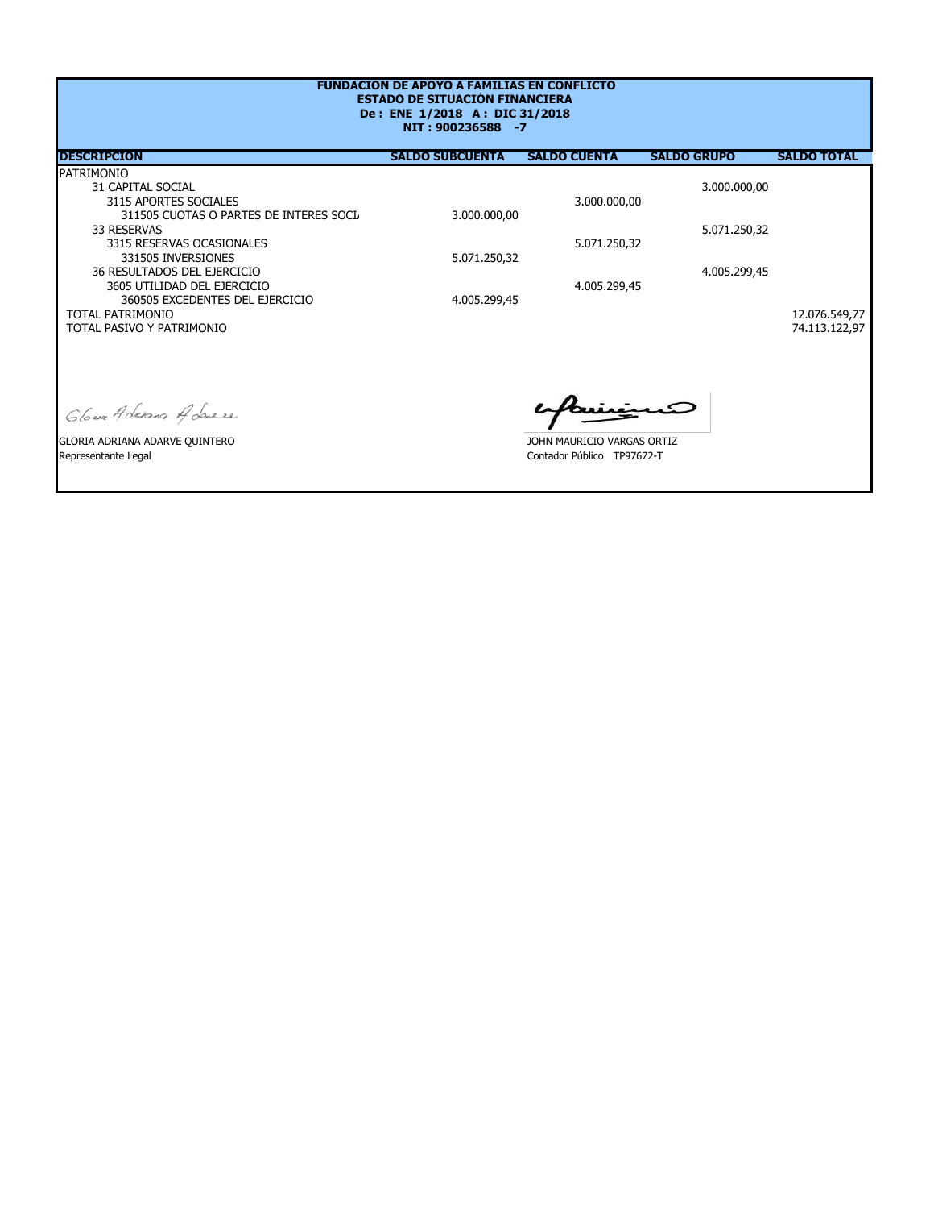**FUNDACION DE APOYO A FAMILIAS EN CONFLICTO**
**ESTADO DE SITUACIÓN FINANCIERA**
**De : ENE 1/2018 A : DIC 31/2018**
**NIT : 900236588 -7**

| DESCRIPCION | SALDO SUBCUENTA | SALDO CUENTA | SALDO GRUPO | SALDO TOTAL |
|---|---|---|---|---|
| PATRIMONIO | | | | |
| 31 CAPITAL SOCIAL | | | 3.000.000,00 | |
| 3115 APORTES SOCIALES | | 3.000.000,00 | | |
| 311505 CUOTAS O PARTES DE INTERES SOCI/ | 3.000.000,00 | | | |
| 33 RESERVAS | | | 5.071.250,32 | |
| 3315 RESERVAS OCASIONALES | | 5.071.250,32 | | |
| 331505 INVERSIONES | 5.071.250,32 | | | |
| 36 RESULTADOS DEL EJERCICIO | | | 4.005.299,45 | |
| 3605 UTILIDAD DEL EJERCICIO | | 4.005.299,45 | | |
| 360505 EXCEDENTES DEL EJERCICIO | 4.005.299,45 | | | |
| TOTAL PATRIMONIO | | | | 12.076.549,77 |
| TOTAL PASIVO Y PATRIMONIO | | | | 74.113.122,97 |

GLORIA ADRIANA ADARVE QUINTERO
Representante Legal

JOHN MAURICIO VARGAS ORTIZ
Contador Público TP97672-T